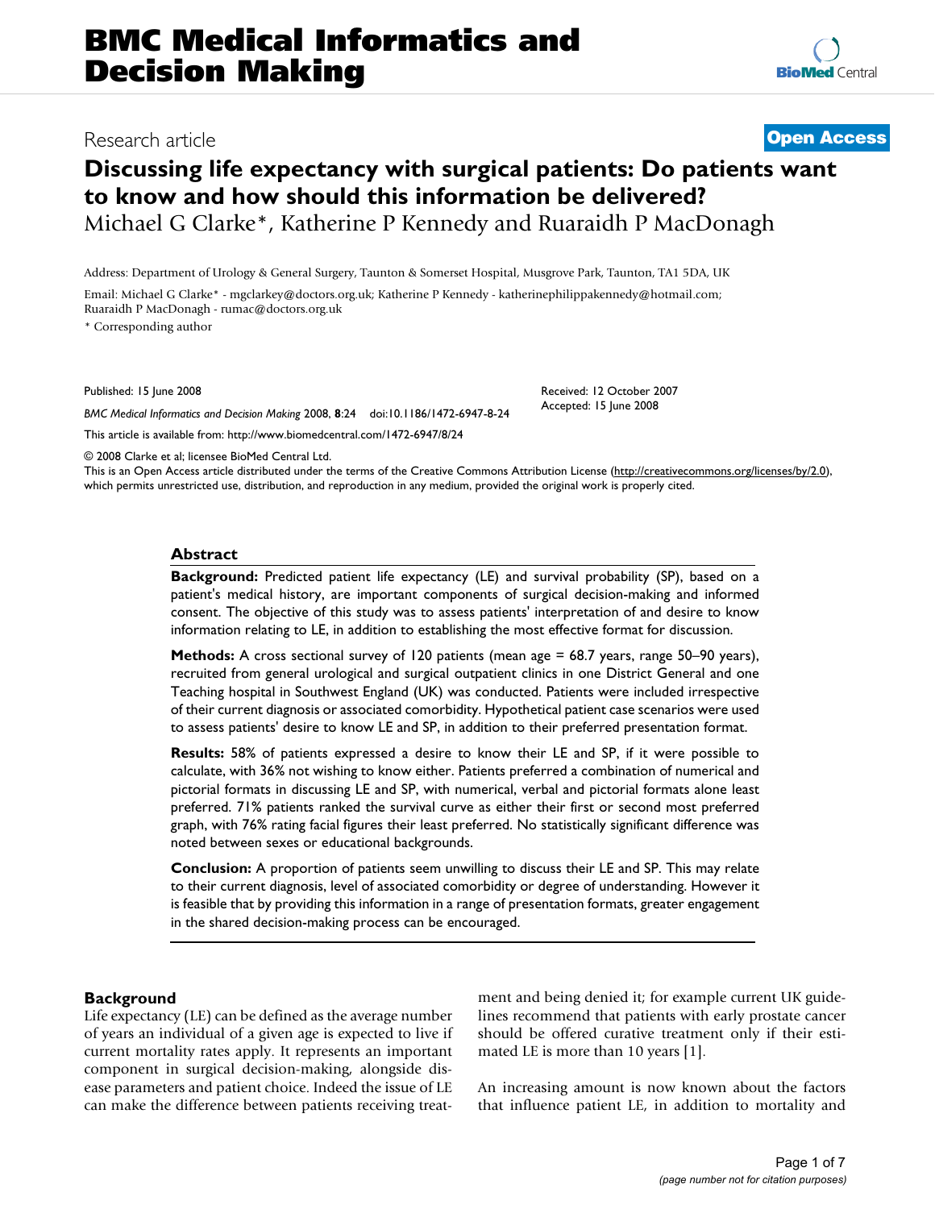# Discussing life expectancy with surgical patients: Do patients want to know and how should this information be delivered?

Michael G Clarke*, Katherine P Kennedy and Ruaraidh P MacDonagh

Research article — Open Access

Address: Department of Urology & General Surgery, Taunton & Somerset Hospital, Musgrove Park, Taunton, TA1 5DA, UK

Email: Michael G Clarke* - mgclarkey@doctors.org.uk; Katherine P Kennedy - katherinephilippakennedy@hotmail.com; Ruaraidh P MacDonagh - rumac@doctors.org.uk

* Corresponding author

Published: 15 June 2008

*BMC Medical Informatics and Decision Making* 2008, **8**:24 doi:10.1186/1472-6947-8-24

Received: 12 October 2007
Accepted: 15 June 2008

This article is available from: http://www.biomedcentral.com/1472-6947/8/24

© 2008 Clarke et al; licensee BioMed Central Ltd.
This is an Open Access article distributed under the terms of the Creative Commons Attribution License (http://creativecommons.org/licenses/by/2.0), which permits unrestricted use, distribution, and reproduction in any medium, provided the original work is properly cited.

## Abstract

**Background:** Predicted patient life expectancy (LE) and survival probability (SP), based on a patient's medical history, are important components of surgical decision-making and informed consent. The objective of this study was to assess patients' interpretation of and desire to know information relating to LE, in addition to establishing the most effective format for discussion.

**Methods:** A cross sectional survey of 120 patients (mean age = 68.7 years, range 50–90 years), recruited from general urological and surgical outpatient clinics in one District General and one Teaching hospital in Southwest England (UK) was conducted. Patients were included irrespective of their current diagnosis or associated comorbidity. Hypothetical patient case scenarios were used to assess patients' desire to know LE and SP, in addition to their preferred presentation format.

**Results:** 58% of patients expressed a desire to know their LE and SP, if it were possible to calculate, with 36% not wishing to know either. Patients preferred a combination of numerical and pictorial formats in discussing LE and SP, with numerical, verbal and pictorial formats alone least preferred. 71% patients ranked the survival curve as either their first or second most preferred graph, with 76% rating facial figures their least preferred. No statistically significant difference was noted between sexes or educational backgrounds.

**Conclusion:** A proportion of patients seem unwilling to discuss their LE and SP. This may relate to their current diagnosis, level of associated comorbidity or degree of understanding. However it is feasible that by providing this information in a range of presentation formats, greater engagement in the shared decision-making process can be encouraged.

## Background

Life expectancy (LE) can be defined as the average number of years an individual of a given age is expected to live if current mortality rates apply. It represents an important component in surgical decision-making, alongside disease parameters and patient choice. Indeed the issue of LE can make the difference between patients receiving treatment and being denied it; for example current UK guidelines recommend that patients with early prostate cancer should be offered curative treatment only if their estimated LE is more than 10 years [1].

An increasing amount is now known about the factors that influence patient LE, in addition to mortality and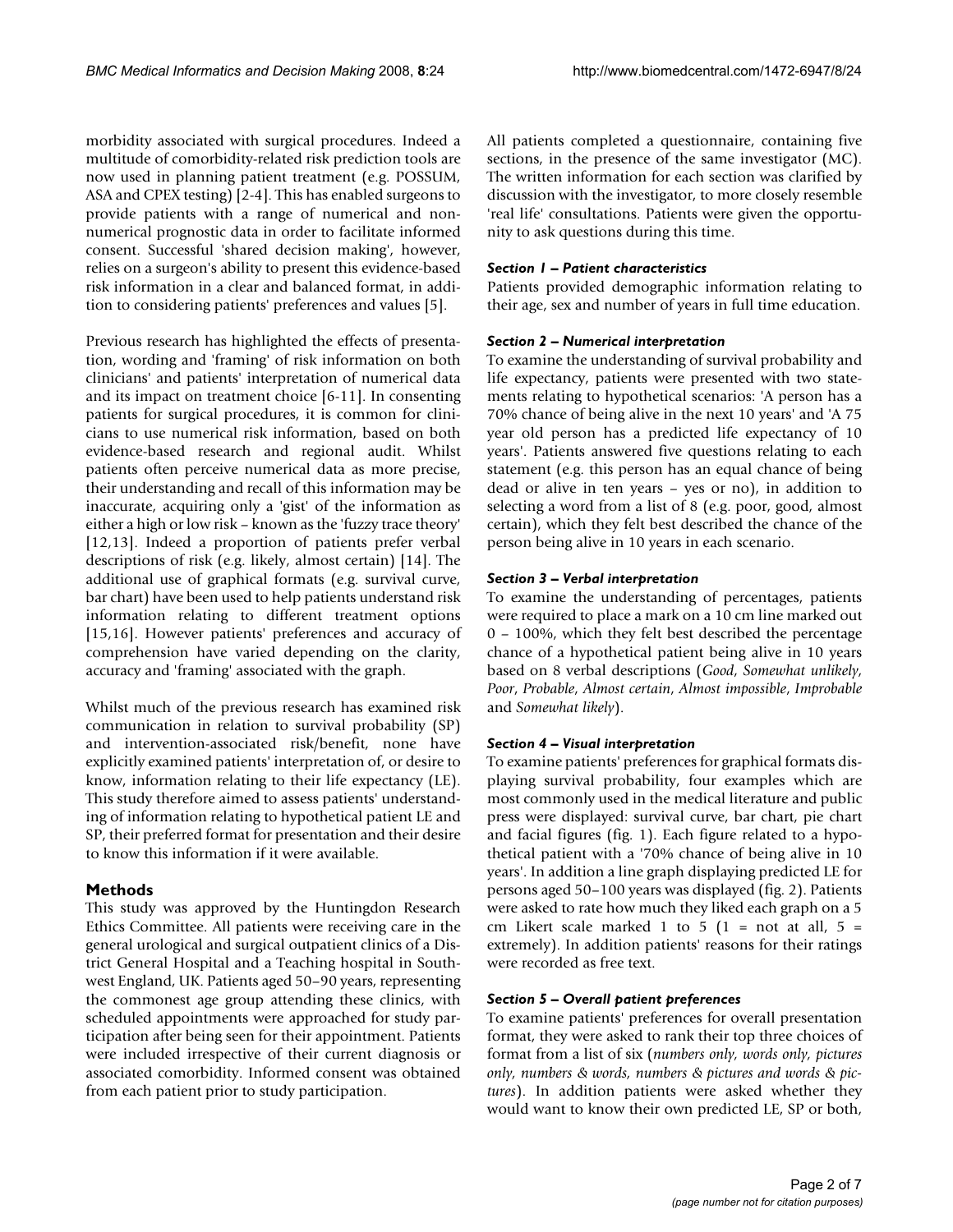morbidity associated with surgical procedures. Indeed a multitude of comorbidity-related risk prediction tools are now used in planning patient treatment (e.g. POSSUM, ASA and CPEX testing) [2-4]. This has enabled surgeons to provide patients with a range of numerical and non-numerical prognostic data in order to facilitate informed consent. Successful 'shared decision making', however, relies on a surgeon's ability to present this evidence-based risk information in a clear and balanced format, in addition to considering patients' preferences and values [5].

Previous research has highlighted the effects of presentation, wording and 'framing' of risk information on both clinicians' and patients' interpretation of numerical data and its impact on treatment choice [6-11]. In consenting patients for surgical procedures, it is common for clinicians to use numerical risk information, based on both evidence-based research and regional audit. Whilst patients often perceive numerical data as more precise, their understanding and recall of this information may be inaccurate, acquiring only a 'gist' of the information as either a high or low risk – known as the 'fuzzy trace theory' [12,13]. Indeed a proportion of patients prefer verbal descriptions of risk (e.g. likely, almost certain) [14]. The additional use of graphical formats (e.g. survival curve, bar chart) have been used to help patients understand risk information relating to different treatment options [15,16]. However patients' preferences and accuracy of comprehension have varied depending on the clarity, accuracy and 'framing' associated with the graph.

Whilst much of the previous research has examined risk communication in relation to survival probability (SP) and intervention-associated risk/benefit, none have explicitly examined patients' interpretation of, or desire to know, information relating to their life expectancy (LE). This study therefore aimed to assess patients' understanding of information relating to hypothetical patient LE and SP, their preferred format for presentation and their desire to know this information if it were available.

## Methods

This study was approved by the Huntingdon Research Ethics Committee. All patients were receiving care in the general urological and surgical outpatient clinics of a District General Hospital and a Teaching hospital in Southwest England, UK. Patients aged 50–90 years, representing the commonest age group attending these clinics, with scheduled appointments were approached for study participation after being seen for their appointment. Patients were included irrespective of their current diagnosis or associated comorbidity. Informed consent was obtained from each patient prior to study participation.

All patients completed a questionnaire, containing five sections, in the presence of the same investigator (MC). The written information for each section was clarified by discussion with the investigator, to more closely resemble 'real life' consultations. Patients were given the opportunity to ask questions during this time.

### *Section 1 – Patient characteristics*

Patients provided demographic information relating to their age, sex and number of years in full time education.

### *Section 2 – Numerical interpretation*

To examine the understanding of survival probability and life expectancy, patients were presented with two statements relating to hypothetical scenarios: 'A person has a 70% chance of being alive in the next 10 years' and 'A 75 year old person has a predicted life expectancy of 10 years'. Patients answered five questions relating to each statement (e.g. this person has an equal chance of being dead or alive in ten years – yes or no), in addition to selecting a word from a list of 8 (e.g. poor, good, almost certain), which they felt best described the chance of the person being alive in 10 years in each scenario.

### *Section 3 – Verbal interpretation*

To examine the understanding of percentages, patients were required to place a mark on a 10 cm line marked out 0 – 100%, which they felt best described the percentage chance of a hypothetical patient being alive in 10 years based on 8 verbal descriptions (*Good*, *Somewhat unlikely*, *Poor*, *Probable*, *Almost certain*, *Almost impossible*, *Improbable* and *Somewhat likely*).

### *Section 4 – Visual interpretation*

To examine patients' preferences for graphical formats displaying survival probability, four examples which are most commonly used in the medical literature and public press were displayed: survival curve, bar chart, pie chart and facial figures (fig. 1). Each figure related to a hypothetical patient with a '70% chance of being alive in 10 years'. In addition a line graph displaying predicted LE for persons aged 50–100 years was displayed (fig. 2). Patients were asked to rate how much they liked each graph on a 5 cm Likert scale marked 1 to 5 (1 = not at all, 5 = extremely). In addition patients' reasons for their ratings were recorded as free text.

### *Section 5 – Overall patient preferences*

To examine patients' preferences for overall presentation format, they were asked to rank their top three choices of format from a list of six (*numbers only*, *words only*, *pictures only*, *numbers & words*, *numbers & pictures and words & pictures*). In addition patients were asked whether they would want to know their own predicted LE, SP or both,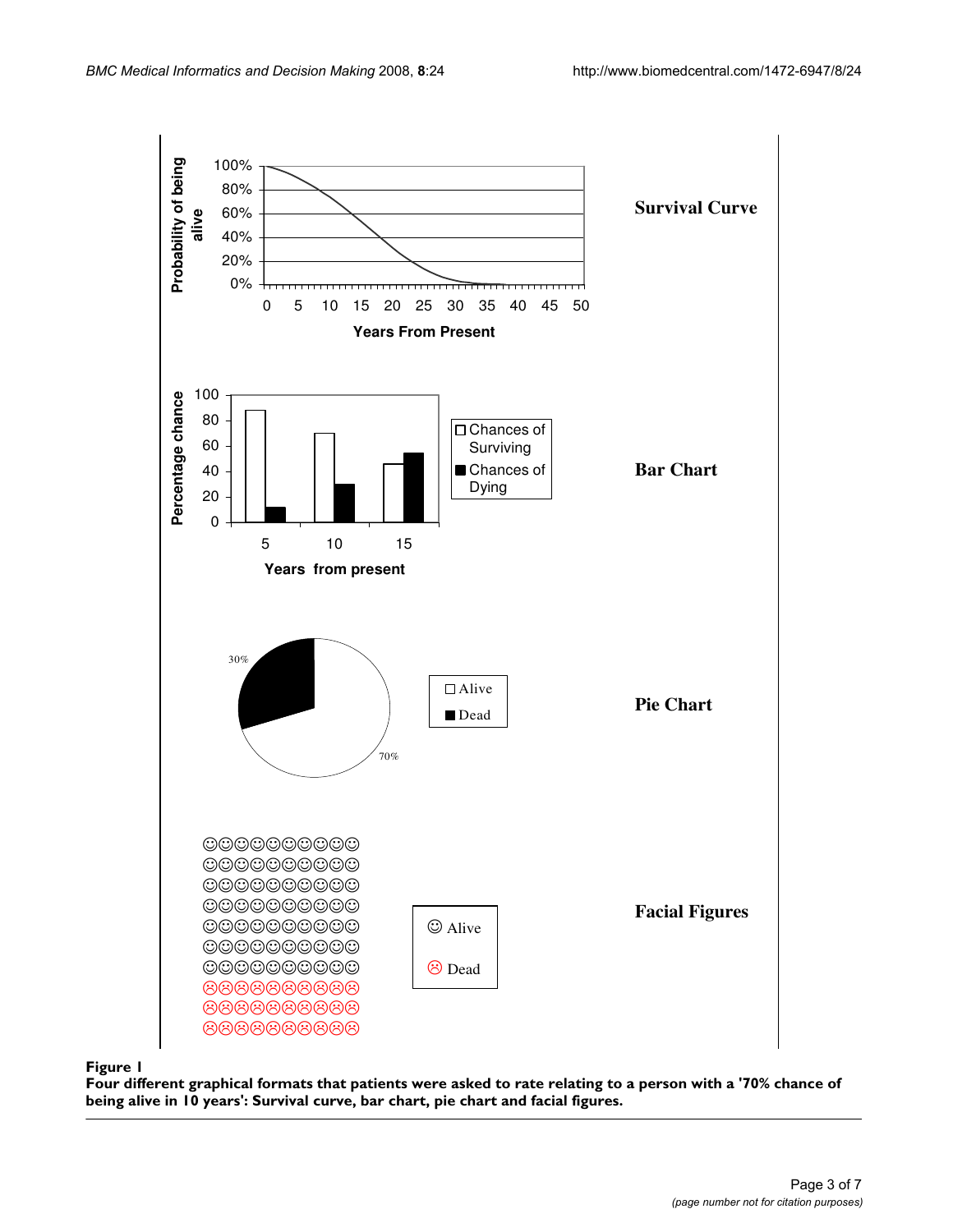**Figure 1**

**Four different graphical formats that patients were asked to rate relating to a person with a '70% chance of being alive in 10 years': Survival curve, bar chart, pie chart and facial figures.**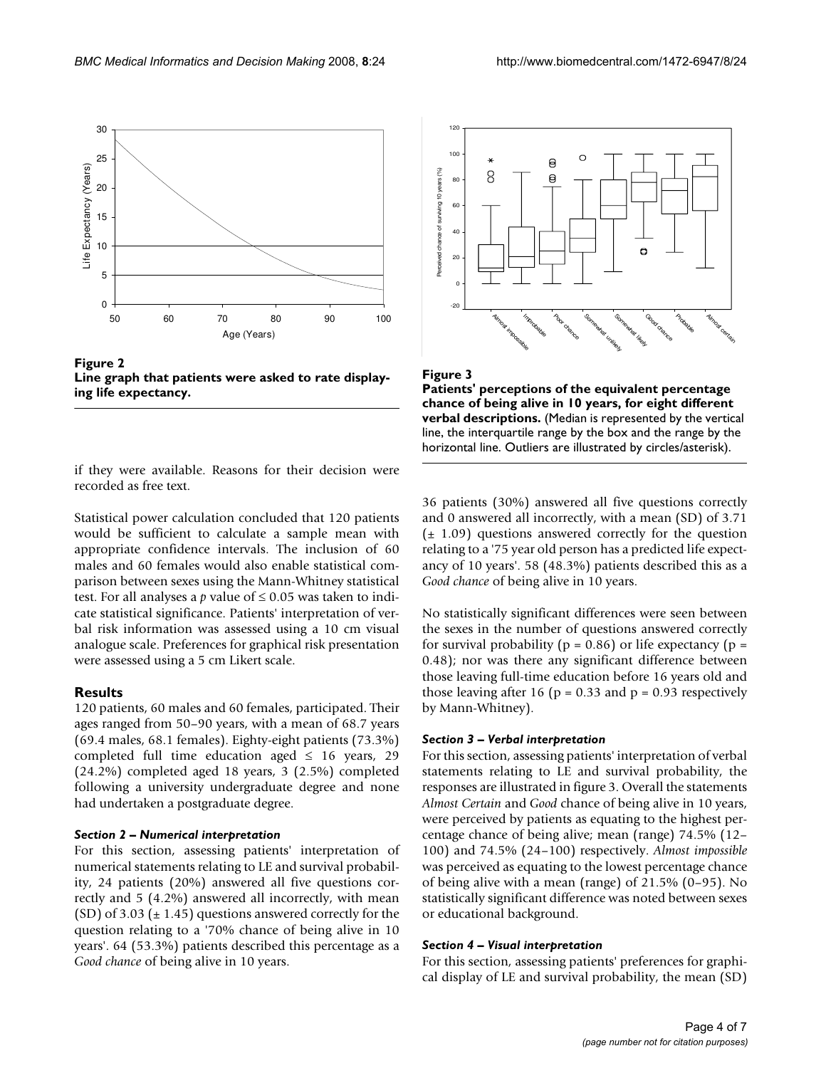**Figure 2**
**Line graph that patients were asked to rate displaying life expectancy.**

**Figure 3**
**Patients' perceptions of the equivalent percentage chance of being alive in 10 years, for eight different verbal descriptions.** (Median is represented by the vertical line, the interquartile range by the box and the range by the horizontal line. Outliers are illustrated by circles/asterisk).

if they were available. Reasons for their decision were recorded as free text.

Statistical power calculation concluded that 120 patients would be sufficient to calculate a sample mean with appropriate confidence intervals. The inclusion of 60 males and 60 females would also enable statistical comparison between sexes using the Mann-Whitney statistical test. For all analyses a $p$ value of $\leq 0.05$ was taken to indicate statistical significance. Patients' interpretation of verbal risk information was assessed using a 10 cm visual analogue scale. Preferences for graphical risk presentation were assessed using a 5 cm Likert scale.

## Results

120 patients, 60 males and 60 females, participated. Their ages ranged from 50–90 years, with a mean of 68.7 years (69.4 males, 68.1 females). Eighty-eight patients (73.3%) completed full time education aged $\leq$ 16 years, 29 (24.2%) completed aged 18 years, 3 (2.5%) completed following a university undergraduate degree and none had undertaken a postgraduate degree.

### *Section 2 – Numerical interpretation*

For this section, assessing patients' interpretation of numerical statements relating to LE and survival probability, 24 patients (20%) answered all five questions correctly and 5 (4.2%) answered all incorrectly, with mean (SD) of 3.03 ($\pm$ 1.45) questions answered correctly for the question relating to a '70% chance of being alive in 10 years'. 64 (53.3%) patients described this percentage as a *Good chance* of being alive in 10 years.

36 patients (30%) answered all five questions correctly and 0 answered all incorrectly, with a mean (SD) of 3.71 ($\pm$ 1.09) questions answered correctly for the question relating to a '75 year old person has a predicted life expectancy of 10 years'. 58 (48.3%) patients described this as a *Good chance* of being alive in 10 years.

No statistically significant differences were seen between the sexes in the number of questions answered correctly for survival probability ($p = 0.86$) or life expectancy ($p = 0.48$); nor was there any significant difference between those leaving full-time education before 16 years old and those leaving after 16 ($p = 0.33$ and $p = 0.93$ respectively by Mann-Whitney).

### *Section 3 – Verbal interpretation*

For this section, assessing patients' interpretation of verbal statements relating to LE and survival probability, the responses are illustrated in figure 3. Overall the statements *Almost Certain* and *Good* chance of being alive in 10 years, were perceived by patients as equating to the highest percentage chance of being alive; mean (range) 74.5% (12–100) and 74.5% (24–100) respectively. *Almost impossible* was perceived as equating to the lowest percentage chance of being alive with a mean (range) of 21.5% (0–95). No statistically significant difference was noted between sexes or educational background.

### *Section 4 – Visual interpretation*

For this section, assessing patients' preferences for graphical display of LE and survival probability, the mean (SD)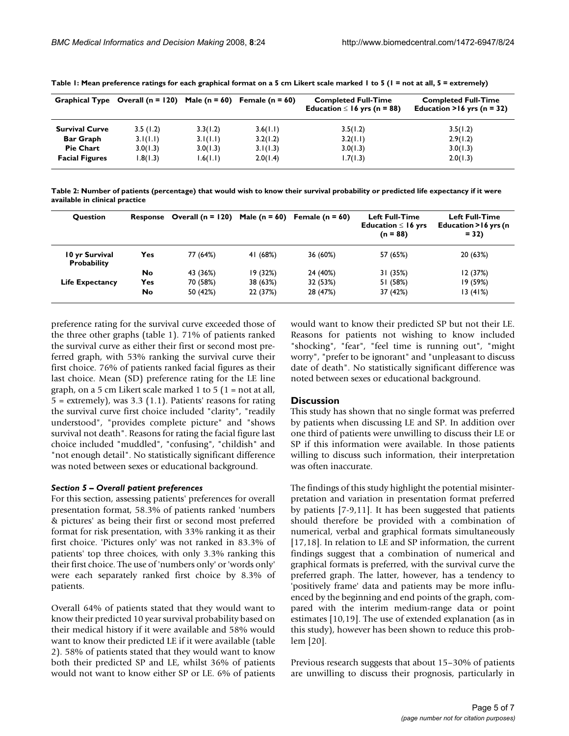**Table 1: Mean preference ratings for each graphical format on a 5 cm Likert scale marked 1 to 5 (1 = not at all, 5 = extremely)**

| Graphical Type | Overall (n = 120) | Male (n = 60) | Female (n = 60) | Completed Full-Time Education ≤ 16 yrs (n = 88) | Completed Full-Time Education >16 yrs (n = 32) |
|---|---|---|---|---|---|
| **Survival Curve** | 3.5 (1.2) | 3.3(1.2) | 3.6(1.1) | 3.5(1.2) | 3.5(1.2) |
| **Bar Graph** | 3.1(1.1) | 3.1(1.1) | 3.2(1.2) | 3.2(1.1) | 2.9(1.2) |
| **Pie Chart** | 3.0(1.3) | 3.0(1.3) | 3.1(1.3) | 3.0(1.3) | 3.0(1.3) |
| **Facial Figures** | 1.8(1.3) | 1.6(1.1) | 2.0(1.4) | 1.7(1.3) | 2.0(1.3) |

**Table 2: Number of patients (percentage) that would wish to know their survival probability or predicted life expectancy if it were available in clinical practice**

| Question | Response | Overall (n = 120) | Male (n = 60) | Female (n = 60) | Left Full-Time Education ≤ 16 yrs (n = 88) | Left Full-Time Education >16 yrs (n = 32) |
|---|---|---|---|---|---|---|
| **10 yr Survival Probability** | **Yes** | 77 (64%) | 41 (68%) | 36 (60%) | 57 (65%) | 20 (63%) |
| | **No** | 43 (36%) | 19 (32%) | 24 (40%) | 31 (35%) | 12 (37%) |
| **Life Expectancy** | **Yes** | 70 (58%) | 38 (63%) | 32 (53%) | 51 (58%) | 19 (59%) |
| | **No** | 50 (42%) | 22 (37%) | 28 (47%) | 37 (42%) | 13 (41%) |

preference rating for the survival curve exceeded those of the three other graphs (table 1). 71% of patients ranked the survival curve as either their first or second most preferred graph, with 53% ranking the survival curve their first choice. 76% of patients ranked facial figures as their last choice. Mean (SD) preference rating for the LE line graph, on a 5 cm Likert scale marked 1 to 5 (1 = not at all, 5 = extremely), was 3.3 (1.1). Patients' reasons for rating the survival curve first choice included "clarity", "readily understood", "provides complete picture" and "shows survival not death". Reasons for rating the facial figure last choice included "muddled", "confusing", "childish" and "not enough detail". No statistically significant difference was noted between sexes or educational background.

*Section 5 – Overall patient preferences*

For this section, assessing patients' preferences for overall presentation format, 58.3% of patients ranked 'numbers & pictures' as being their first or second most preferred format for risk presentation, with 33% ranking it as their first choice. 'Pictures only' was not ranked in 83.3% of patients' top three choices, with only 3.3% ranking this their first choice. The use of 'numbers only' or 'words only' were each separately ranked first choice by 8.3% of patients.

Overall 64% of patients stated that they would want to know their predicted 10 year survival probability based on their medical history if it were available and 58% would want to know their predicted LE if it were available (table 2). 58% of patients stated that they would want to know both their predicted SP and LE, whilst 36% of patients would not want to know either SP or LE. 6% of patients would want to know their predicted SP but not their LE. Reasons for patients not wishing to know included "shocking", "fear", "feel time is running out", "might worry", "prefer to be ignorant" and "unpleasant to discuss date of death". No statistically significant difference was noted between sexes or educational background.

## Discussion

This study has shown that no single format was preferred by patients when discussing LE and SP. In addition over one third of patients were unwilling to discuss their LE or SP if this information were available. In those patients willing to discuss such information, their interpretation was often inaccurate.

The findings of this study highlight the potential misinterpretation and variation in presentation format preferred by patients [7-9,11]. It has been suggested that patients should therefore be provided with a combination of numerical, verbal and graphical formats simultaneously [17,18]. In relation to LE and SP information, the current findings suggest that a combination of numerical and graphical formats is preferred, with the survival curve the preferred graph. The latter, however, has a tendency to 'positively frame' data and patients may be more influenced by the beginning and end points of the graph, compared with the interim medium-range data or point estimates [10,19]. The use of extended explanation (as in this study), however has been shown to reduce this problem [20].

Previous research suggests that about 15–30% of patients are unwilling to discuss their prognosis, particularly in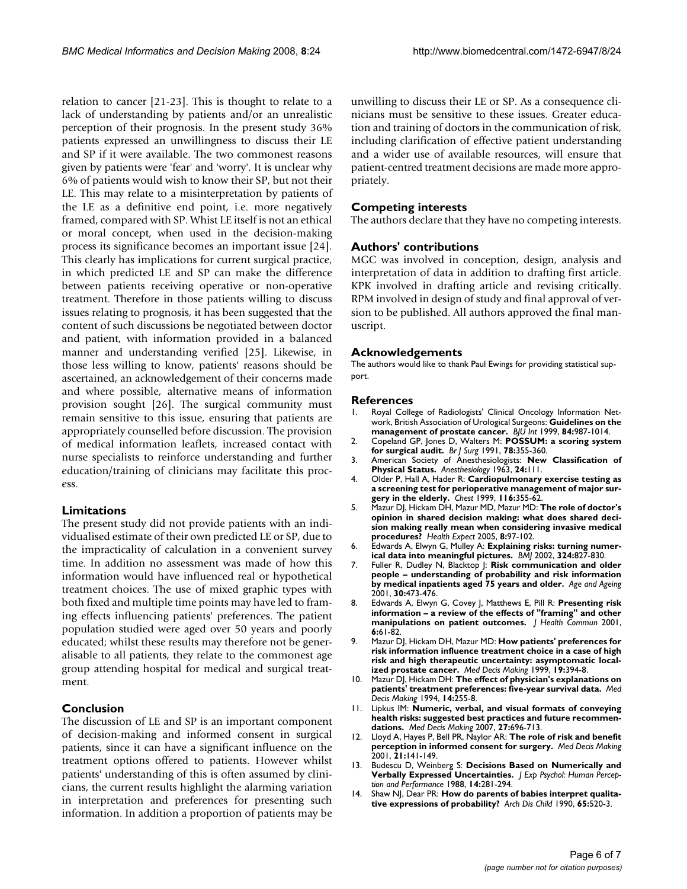relation to cancer [21-23]. This is thought to relate to a lack of understanding by patients and/or an unrealistic perception of their prognosis. In the present study 36% patients expressed an unwillingness to discuss their LE and SP if it were available. The two commonest reasons given by patients were 'fear' and 'worry'. It is unclear why 6% of patients would wish to know their SP, but not their LE. This may relate to a misinterpretation by patients of the LE as a definitive end point, i.e. more negatively framed, compared with SP. Whist LE itself is not an ethical or moral concept, when used in the decision-making process its significance becomes an important issue [24]. This clearly has implications for current surgical practice, in which predicted LE and SP can make the difference between patients receiving operative or non-operative treatment. Therefore in those patients willing to discuss issues relating to prognosis, it has been suggested that the content of such discussions be negotiated between doctor and patient, with information provided in a balanced manner and understanding verified [25]. Likewise, in those less willing to know, patients' reasons should be ascertained, an acknowledgement of their concerns made and where possible, alternative means of information provision sought [26]. The surgical community must remain sensitive to this issue, ensuring that patients are appropriately counselled before discussion. The provision of medical information leaflets, increased contact with nurse specialists to reinforce understanding and further education/training of clinicians may facilitate this process.

## Limitations

The present study did not provide patients with an individualised estimate of their own predicted LE or SP, due to the impracticality of calculation in a convenient survey time. In addition no assessment was made of how this information would have influenced real or hypothetical treatment choices. The use of mixed graphic types with both fixed and multiple time points may have led to framing effects influencing patients' preferences. The patient population studied were aged over 50 years and poorly educated; whilst these results may therefore not be generalisable to all patients, they relate to the commonest age group attending hospital for medical and surgical treatment.

## Conclusion

The discussion of LE and SP is an important component of decision-making and informed consent in surgical patients, since it can have a significant influence on the treatment options offered to patients. However whilst patients' understanding of this is often assumed by clinicians, the current results highlight the alarming variation in interpretation and preferences for presenting such information. In addition a proportion of patients may be unwilling to discuss their LE or SP. As a consequence clinicians must be sensitive to these issues. Greater education and training of doctors in the communication of risk, including clarification of effective patient understanding and a wider use of available resources, will ensure that patient-centred treatment decisions are made more appropriately.

## Competing interests

The authors declare that they have no competing interests.

## Authors' contributions

MGC was involved in conception, design, analysis and interpretation of data in addition to drafting first article. KPK involved in drafting article and revising critically. RPM involved in design of study and final approval of version to be published. All authors approved the final manuscript.

## Acknowledgements

The authors would like to thank Paul Ewings for providing statistical support.

## References

1. Royal College of Radiologists' Clinical Oncology Information Network, British Association of Urological Surgeons: **Guidelines on the management of prostate cancer.** *BJU Int* 1999, **84:**987-1014.
2. Copeland GP, Jones D, Walters M: **POSSUM: a scoring system for surgical audit.** *Br J Surg* 1991, **78:**355-360.
3. American Society of Anesthesiologists: **New Classification of Physical Status.** *Anesthesiology* 1963, **24:**111.
4. Older P, Hall A, Hader R: **Cardiopulmonary exercise testing as a screening test for perioperative management of major surgery in the elderly.** *Chest* 1999, **116:**355-62.
5. Mazur DJ, Hickam DH, Mazur MD, Mazur MD: **The role of doctor's opinion in shared decision making: what does shared decision making really mean when considering invasive medical procedures?** *Health Expect* 2005, **8:**97-102.
6. Edwards A, Elwyn G, Mulley A: **Explaining risks: turning numerical data into meaningful pictures.** *BMJ* 2002, **324:**827-830.
7. Fuller R, Dudley N, Blacktop J: **Risk communication and older people – understanding of probability and risk information by medical inpatients aged 75 years and older.** *Age and Ageing* 2001, **30:**473-476.
8. Edwards A, Elwyn G, Covey J, Matthews E, Pill R: **Presenting risk information – a review of the effects of "framing" and other manipulations on patient outcomes.** *J Health Commun* 2001, **6:**61-82.
9. Mazur DJ, Hickam DH, Mazur MD: **How patients' preferences for risk information influence treatment choice in a case of high risk and high therapeutic uncertainty: asymptomatic localized prostate cancer.** *Med Decis Making* 1999, **19:**394-8.
10. Mazur DJ, Hickam DH: **The effect of physician's explanations on patients' treatment preferences: five-year survival data.** *Med Decis Making* 1994, **14:**255-8.
11. Lipkus IM: **Numeric, verbal, and visual formats of conveying health risks: suggested best practices and future recommendations.** *Med Decis Making* 2007, **27:**696-713.
12. Lloyd A, Hayes P, Bell PR, Naylor AR: **The role of risk and benefit perception in informed consent for surgery.** *Med Decis Making* 2001, **21:**141-149.
13. Budescu D, Weinberg S: **Decisions Based on Numerically and Verbally Expressed Uncertainties.** *J Exp Psychol: Human Perception and Performance* 1988, **14:**281-294.
14. Shaw NJ, Dear PR: **How do parents of babies interpret qualitative expressions of probability?** *Arch Dis Child* 1990, **65:**520-3.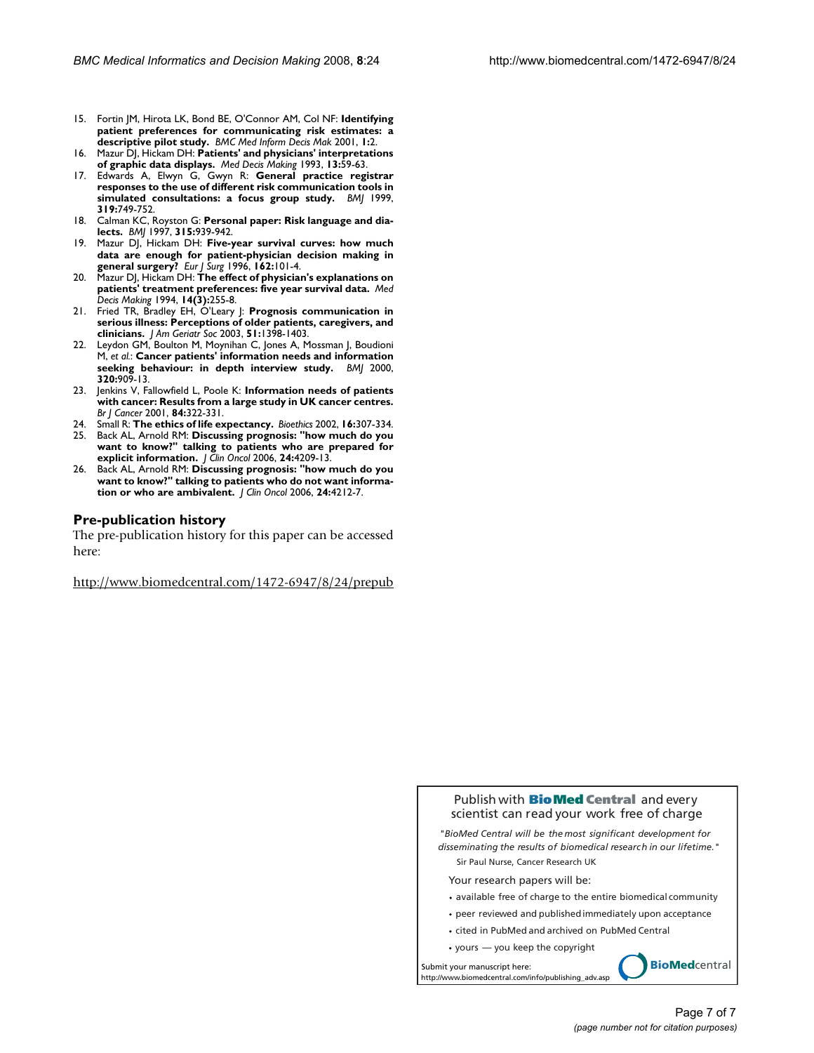15. Fortin JM, Hirota LK, Bond BE, O'Connor AM, Col NF: **Identifying patient preferences for communicating risk estimates: a descriptive pilot study.** *BMC Med Inform Decis Mak* 2001, **1:**2.
16. Mazur DJ, Hickam DH: **Patients' and physicians' interpretations of graphic data displays.** *Med Decis Making* 1993, **13:**59-63.
17. Edwards A, Elwyn G, Gwyn R: **General practice registrar responses to the use of different risk communication tools in simulated consultations: a focus group study.** *BMJ* 1999, **319:**749-752.
18. Calman KC, Royston G: **Personal paper: Risk language and dialects.** *BMJ* 1997, **315:**939-942.
19. Mazur DJ, Hickam DH: **Five-year survival curves: how much data are enough for patient-physician decision making in general surgery?** *Eur J Surg* 1996, **162:**101-4.
20. Mazur DJ, Hickam DH: **The effect of physician's explanations on patients' treatment preferences: five year survival data.** *Med Decis Making* 1994, **14(3):**255-8.
21. Fried TR, Bradley EH, O'Leary J: **Prognosis communication in serious illness: Perceptions of older patients, caregivers, and clinicians.** *J Am Geriatr Soc* 2003, **51:**1398-1403.
22. Leydon GM, Boulton M, Moynihan C, Jones A, Mossman J, Boudioni M, *et al.*: **Cancer patients' information needs and information seeking behaviour: in depth interview study.** *BMJ* 2000, **320:**909-13.
23. Jenkins V, Fallowfield L, Poole K: **Information needs of patients with cancer: Results from a large study in UK cancer centres.** *Br J Cancer* 2001, **84:**322-331.
24. Small R: **The ethics of life expectancy.** *Bioethics* 2002, **16:**307-334.
25. Back AL, Arnold RM: **Discussing prognosis: "how much do you want to know?" talking to patients who are prepared for explicit information.** *J Clin Oncol* 2006, **24:**4209-13.
26. Back AL, Arnold RM: **Discussing prognosis: "how much do you want to know?" talking to patients who do not want information or who are ambivalent.** *J Clin Oncol* 2006, **24:**4212-7.

## Pre-publication history

The pre-publication history for this paper can be accessed here:

http://www.biomedcentral.com/1472-6947/8/24/prepub

Publish with **BioMed Central** and every scientist can read your work free of charge

*"BioMed Central will be the most significant development for disseminating the results of biomedical research in our lifetime."*

Sir Paul Nurse, Cancer Research UK

Your research papers will be:

- available free of charge to the entire biomedical community
- peer reviewed and published immediately upon acceptance
- cited in PubMed and archived on PubMed Central
- yours — you keep the copyright

Submit your manuscript here:
http://www.biomedcentral.com/info/publishing_adv.asp

BioMedcentral